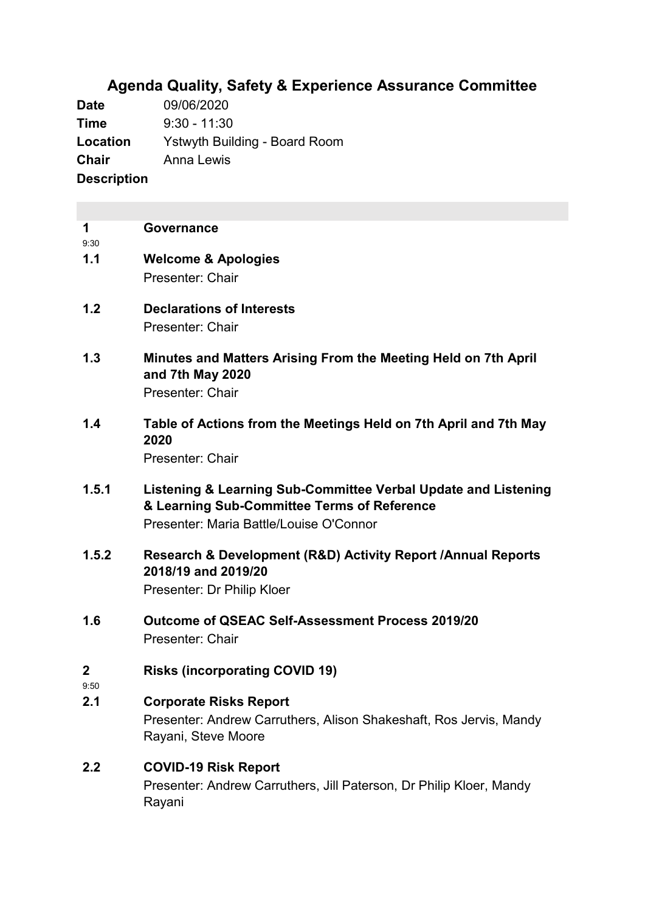# Agenda Quality, Safety & Experience Assurance Committee

**Date** 09/06/2020
**Time** 9:30 - 11:30
**Location** Ystwyth Building - Board Room
**Chair** Anna Lewis
**Description**

**1** **Governance**
9:30

**1.1** **Welcome & Apologies**
Presenter: Chair

**1.2** **Declarations of Interests**
Presenter: Chair

**1.3** **Minutes and Matters Arising From the Meeting Held on 7th April and 7th May 2020**
Presenter: Chair

**1.4** **Table of Actions from the Meetings Held on 7th April and 7th May 2020**
Presenter: Chair

**1.5.1** **Listening & Learning Sub-Committee Verbal Update and Listening & Learning Sub-Committee Terms of Reference**
Presenter: Maria Battle/Louise O'Connor

**1.5.2** **Research & Development (R&D) Activity Report /Annual Reports 2018/19 and 2019/20**
Presenter: Dr Philip Kloer

**1.6** **Outcome of QSEAC Self-Assessment Process 2019/20**
Presenter: Chair

**2** **Risks (incorporating COVID 19)**
9:50

**2.1** **Corporate Risks Report**
Presenter: Andrew Carruthers, Alison Shakeshaft, Ros Jervis, Mandy Rayani, Steve Moore

**2.2** **COVID-19 Risk Report**
Presenter: Andrew Carruthers, Jill Paterson, Dr Philip Kloer, Mandy Rayani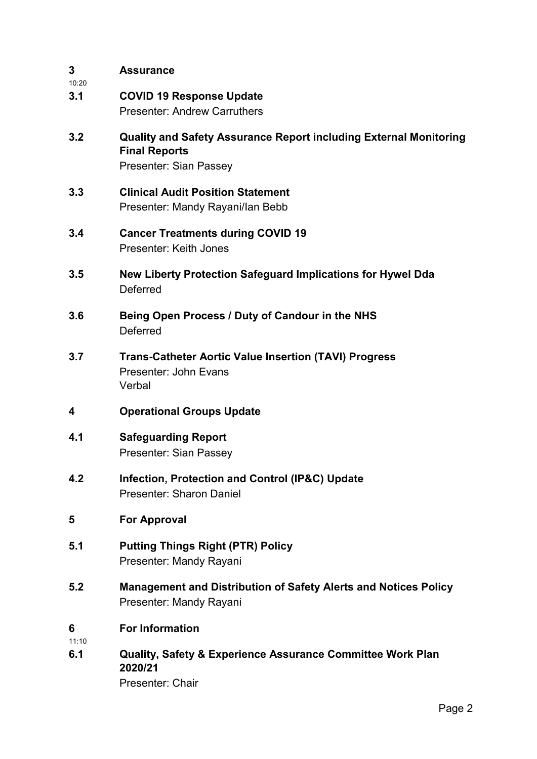**3** 10:20 **Assurance**

**3.1 COVID 19 Response Update**
Presenter: Andrew Carruthers

**3.2 Quality and Safety Assurance Report including External Monitoring Final Reports**
Presenter: Sian Passey

**3.3 Clinical Audit Position Statement**
Presenter: Mandy Rayani/Ian Bebb

**3.4 Cancer Treatments during COVID 19**
Presenter: Keith Jones

**3.5 New Liberty Protection Safeguard Implications for Hywel Dda**
Deferred

**3.6 Being Open Process / Duty of Candour in the NHS**
Deferred

**3.7 Trans-Catheter Aortic Value Insertion (TAVI) Progress**
Presenter: John Evans
Verbal

**4 Operational Groups Update**

**4.1 Safeguarding Report**
Presenter: Sian Passey

**4.2 Infection, Protection and Control (IP&C) Update**
Presenter: Sharon Daniel

**5 For Approval**

**5.1 Putting Things Right (PTR) Policy**
Presenter: Mandy Rayani

**5.2 Management and Distribution of Safety Alerts and Notices Policy**
Presenter: Mandy Rayani

**6** 11:10 **For Information**

**6.1 Quality, Safety & Experience Assurance Committee Work Plan 2020/21**
Presenter: Chair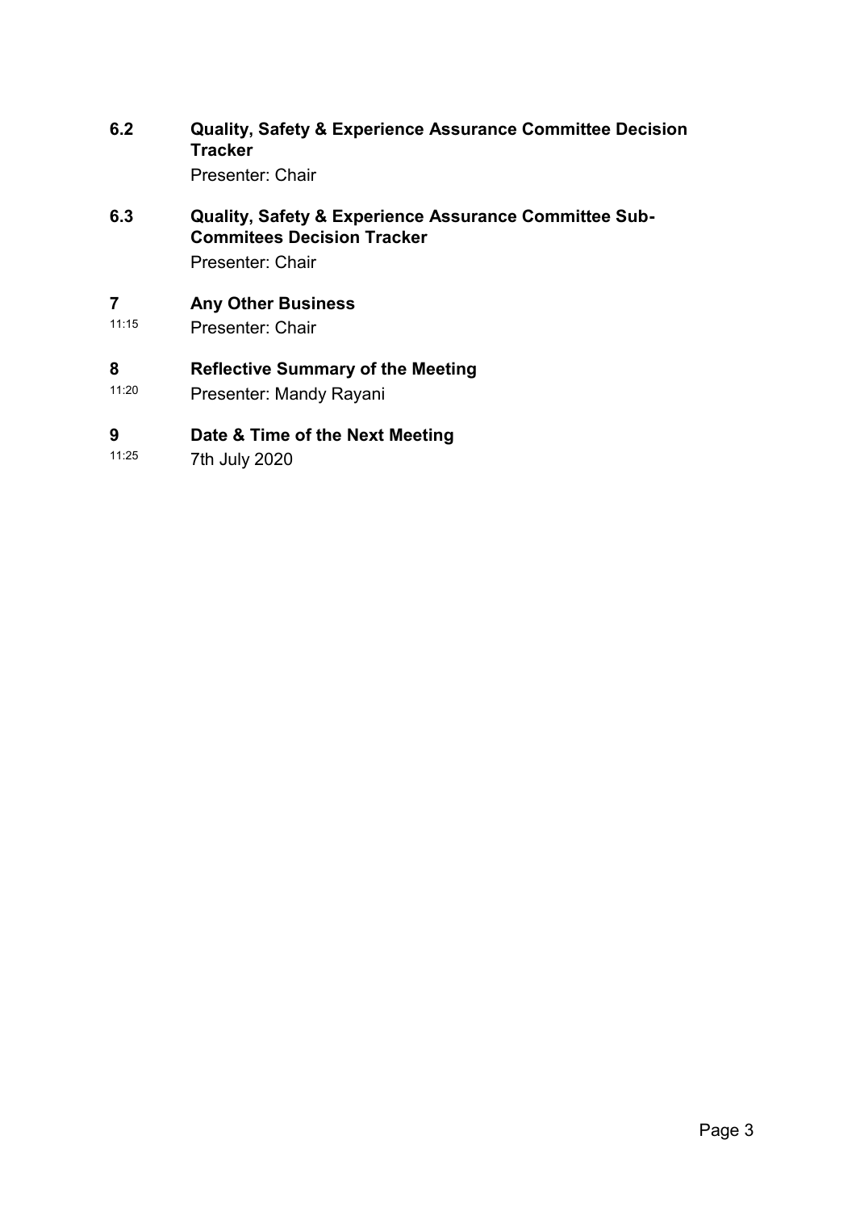**6.2** **Quality, Safety & Experience Assurance Committee Decision Tracker**

Presenter: Chair

**6.3** **Quality, Safety & Experience Assurance Committee Sub-Commitees Decision Tracker**

Presenter: Chair

**7** **Any Other Business**

11:15 Presenter: Chair

**8** **Reflective Summary of the Meeting**

11:20 Presenter: Mandy Rayani

**9** **Date & Time of the Next Meeting**

11:25 7th July 2020